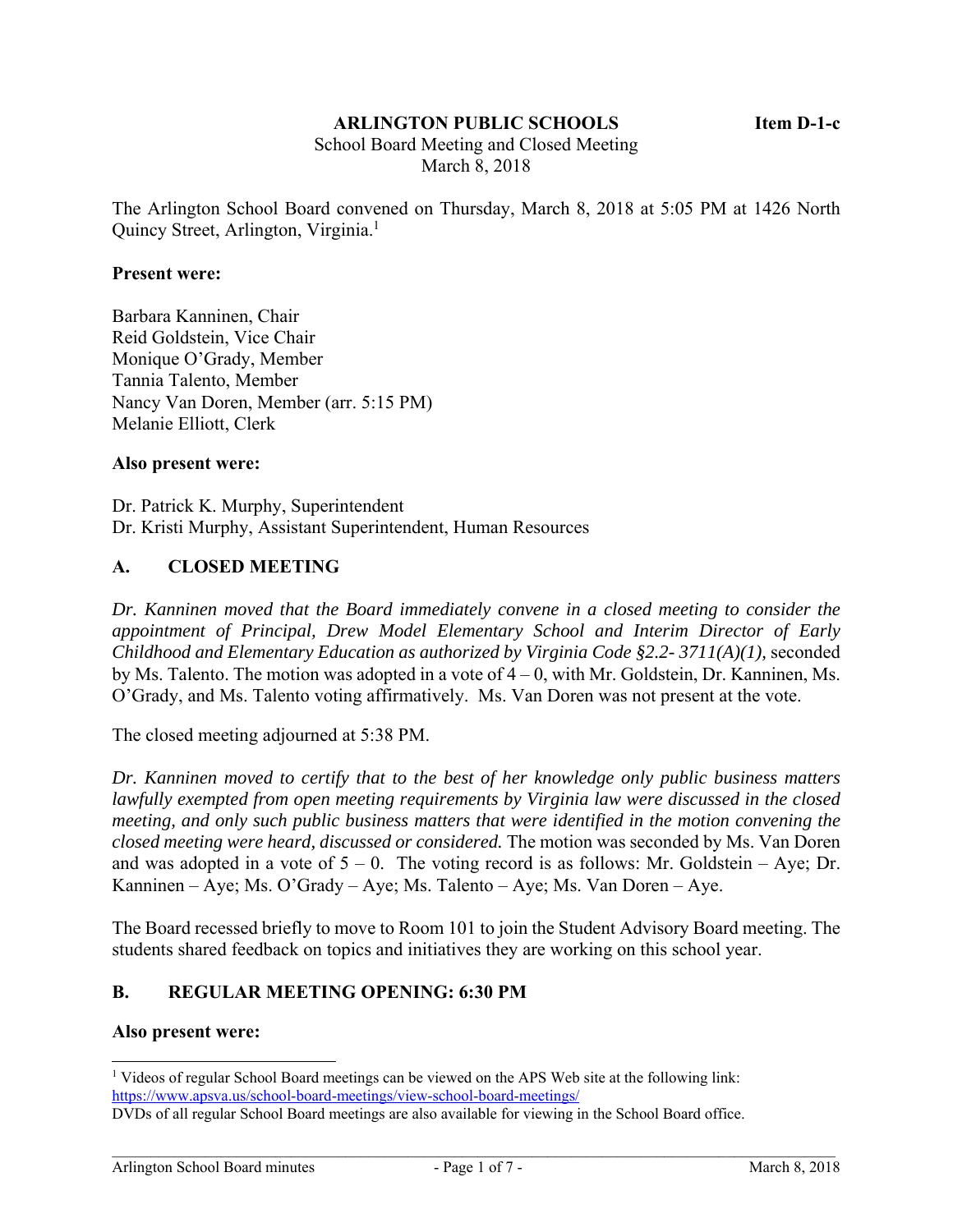**ARLINGTON PUBLIC SCHOOLS** **Item D-1-c**

School Board Meeting and Closed Meeting
March 8, 2018

The Arlington School Board convened on Thursday, March 8, 2018 at 5:05 PM at 1426 North Quincy Street, Arlington, Virginia.[1]

**Present were:**

Barbara Kanninen, Chair
Reid Goldstein, Vice Chair
Monique O'Grady, Member
Tannia Talento, Member
Nancy Van Doren, Member (arr. 5:15 PM)
Melanie Elliott, Clerk

**Also present were:**

Dr. Patrick K. Murphy, Superintendent
Dr. Kristi Murphy, Assistant Superintendent, Human Resources

## A. CLOSED MEETING

*Dr. Kanninen moved that the Board immediately convene in a closed meeting to consider the appointment of Principal, Drew Model Elementary School and Interim Director of Early Childhood and Elementary Education as authorized by Virginia Code §2.2- 3711(A)(1),* seconded by Ms. Talento. The motion was adopted in a vote of 4 – 0, with Mr. Goldstein, Dr. Kanninen, Ms. O'Grady, and Ms. Talento voting affirmatively. Ms. Van Doren was not present at the vote.

The closed meeting adjourned at 5:38 PM.

*Dr. Kanninen moved to certify that to the best of her knowledge only public business matters lawfully exempted from open meeting requirements by Virginia law were discussed in the closed meeting, and only such public business matters that were identified in the motion convening the closed meeting were heard, discussed or considered.* The motion was seconded by Ms. Van Doren and was adopted in a vote of 5 – 0. The voting record is as follows: Mr. Goldstein – Aye; Dr. Kanninen – Aye; Ms. O'Grady – Aye; Ms. Talento – Aye; Ms. Van Doren – Aye.

The Board recessed briefly to move to Room 101 to join the Student Advisory Board meeting. The students shared feedback on topics and initiatives they are working on this school year.

## B. REGULAR MEETING OPENING: 6:30 PM

**Also present were:**

---

[1] Videos of regular School Board meetings can be viewed on the APS Web site at the following link: https://www.apsva.us/school-board-meetings/view-school-board-meetings/
DVDs of all regular School Board meetings are also available for viewing in the School Board office.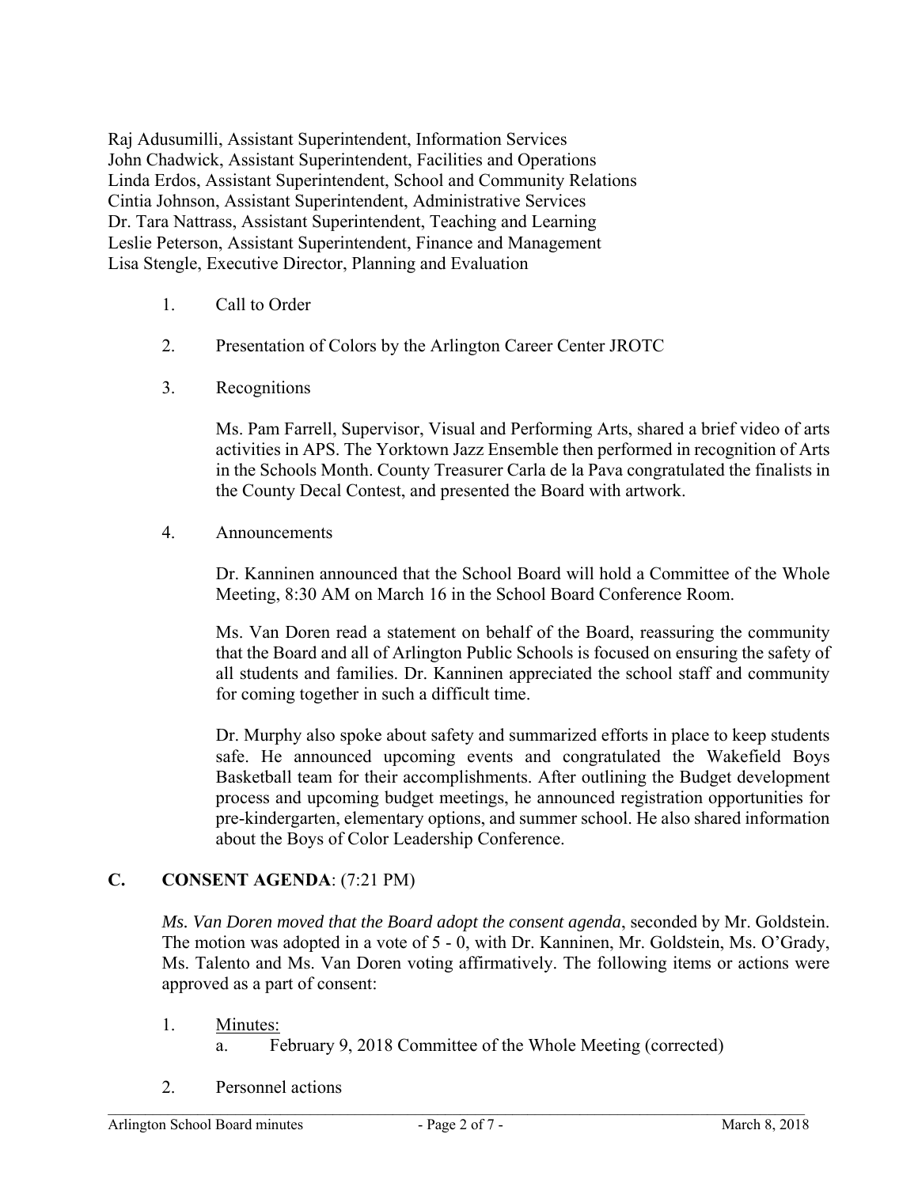Raj Adusumilli, Assistant Superintendent, Information Services
John Chadwick, Assistant Superintendent, Facilities and Operations
Linda Erdos, Assistant Superintendent, School and Community Relations
Cintia Johnson, Assistant Superintendent, Administrative Services
Dr. Tara Nattrass, Assistant Superintendent, Teaching and Learning
Leslie Peterson, Assistant Superintendent, Finance and Management
Lisa Stengle, Executive Director, Planning and Evaluation

1. Call to Order

2. Presentation of Colors by the Arlington Career Center JROTC

3. Recognitions

   Ms. Pam Farrell, Supervisor, Visual and Performing Arts, shared a brief video of arts activities in APS. The Yorktown Jazz Ensemble then performed in recognition of Arts in the Schools Month. County Treasurer Carla de la Pava congratulated the finalists in the County Decal Contest, and presented the Board with artwork.

4. Announcements

   Dr. Kanninen announced that the School Board will hold a Committee of the Whole Meeting, 8:30 AM on March 16 in the School Board Conference Room.

   Ms. Van Doren read a statement on behalf of the Board, reassuring the community that the Board and all of Arlington Public Schools is focused on ensuring the safety of all students and families. Dr. Kanninen appreciated the school staff and community for coming together in such a difficult time.

   Dr. Murphy also spoke about safety and summarized efforts in place to keep students safe. He announced upcoming events and congratulated the Wakefield Boys Basketball team for their accomplishments. After outlining the Budget development process and upcoming budget meetings, he announced registration opportunities for pre-kindergarten, elementary options, and summer school. He also shared information about the Boys of Color Leadership Conference.

## C. CONSENT AGENDA: (7:21 PM)

*Ms. Van Doren moved that the Board adopt the consent agenda*, seconded by Mr. Goldstein. The motion was adopted in a vote of 5 - 0, with Dr. Kanninen, Mr. Goldstein, Ms. O'Grady, Ms. Talento and Ms. Van Doren voting affirmatively. The following items or actions were approved as a part of consent:

1. Minutes:
   a. February 9, 2018 Committee of the Whole Meeting (corrected)

2. Personnel actions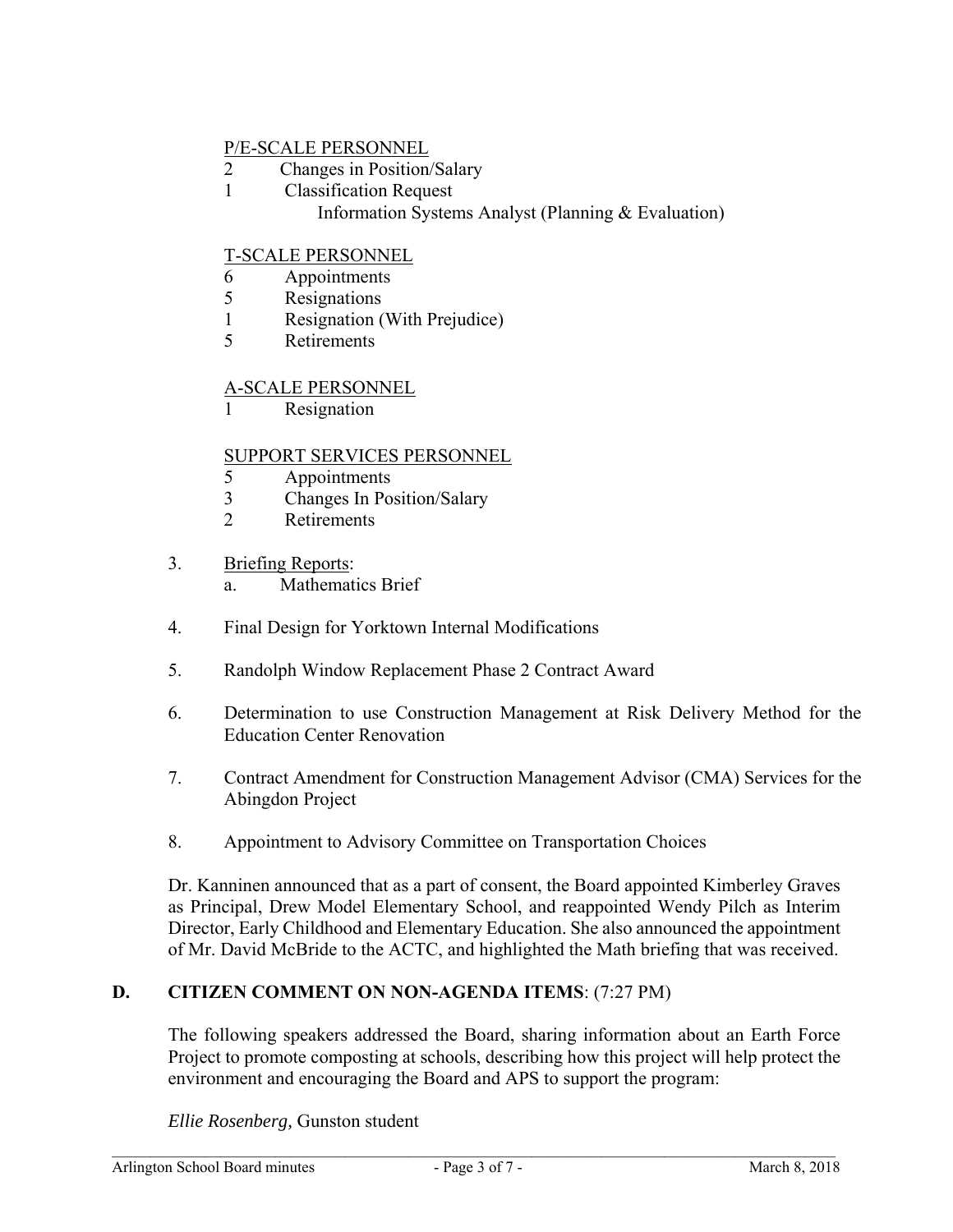P/E-SCALE PERSONNEL

2 Changes in Position/Salary

1 Classification Request

Information Systems Analyst (Planning & Evaluation)

T-SCALE PERSONNEL

6 Appointments

5 Resignations

1 Resignation (With Prejudice)

5 Retirements

A-SCALE PERSONNEL

1 Resignation

SUPPORT SERVICES PERSONNEL

5 Appointments

3 Changes In Position/Salary

2 Retirements

3. Briefing Reports:
   a. Mathematics Brief

4. Final Design for Yorktown Internal Modifications

5. Randolph Window Replacement Phase 2 Contract Award

6. Determination to use Construction Management at Risk Delivery Method for the Education Center Renovation

7. Contract Amendment for Construction Management Advisor (CMA) Services for the Abingdon Project

8. Appointment to Advisory Committee on Transportation Choices

Dr. Kanninen announced that as a part of consent, the Board appointed Kimberley Graves as Principal, Drew Model Elementary School, and reappointed Wendy Pilch as Interim Director, Early Childhood and Elementary Education. She also announced the appointment of Mr. David McBride to the ACTC, and highlighted the Math briefing that was received.

## D. CITIZEN COMMENT ON NON-AGENDA ITEMS: (7:27 PM)

The following speakers addressed the Board, sharing information about an Earth Force Project to promote composting at schools, describing how this project will help protect the environment and encouraging the Board and APS to support the program:

*Ellie Rosenberg,* Gunston student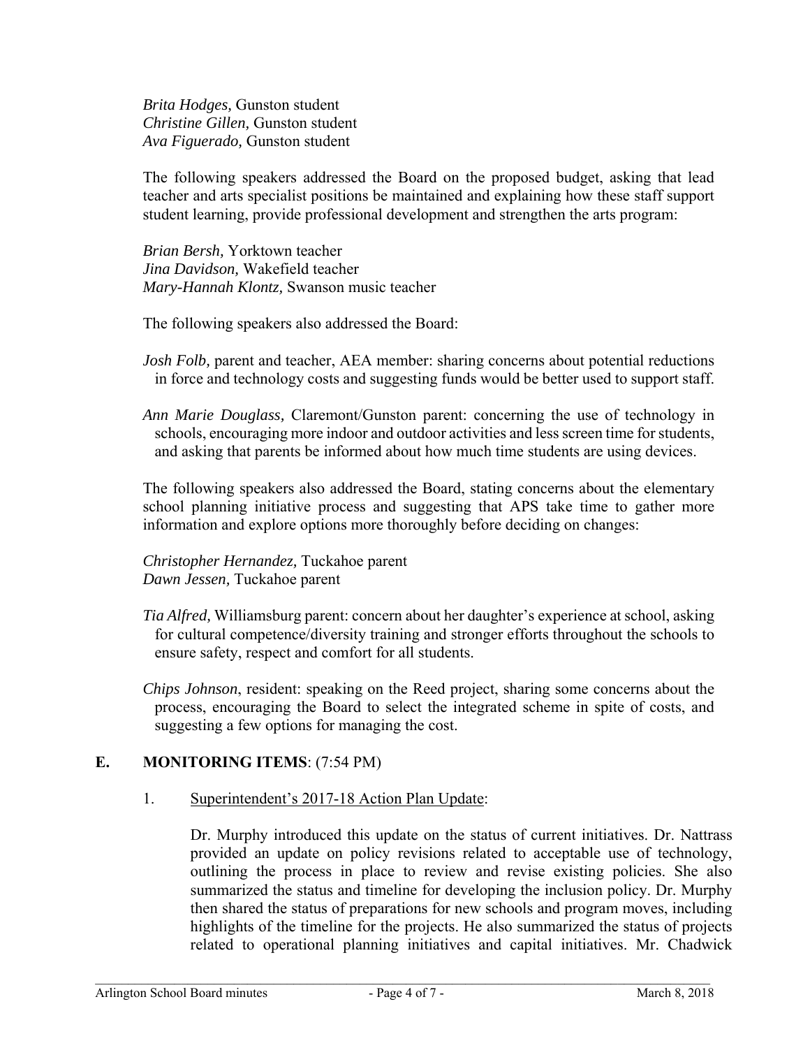*Brita Hodges,* Gunston student
*Christine Gillen,* Gunston student
*Ava Figuerado,* Gunston student

The following speakers addressed the Board on the proposed budget, asking that lead teacher and arts specialist positions be maintained and explaining how these staff support student learning, provide professional development and strengthen the arts program:

*Brian Bersh,* Yorktown teacher
*Jina Davidson,* Wakefield teacher
*Mary-Hannah Klontz,* Swanson music teacher

The following speakers also addressed the Board:

*Josh Folb,* parent and teacher, AEA member: sharing concerns about potential reductions in force and technology costs and suggesting funds would be better used to support staff.

*Ann Marie Douglass,* Claremont/Gunston parent: concerning the use of technology in schools, encouraging more indoor and outdoor activities and less screen time for students, and asking that parents be informed about how much time students are using devices.

The following speakers also addressed the Board, stating concerns about the elementary school planning initiative process and suggesting that APS take time to gather more information and explore options more thoroughly before deciding on changes:

*Christopher Hernandez,* Tuckahoe parent
*Dawn Jessen,* Tuckahoe parent

*Tia Alfred,* Williamsburg parent: concern about her daughter's experience at school, asking for cultural competence/diversity training and stronger efforts throughout the schools to ensure safety, respect and comfort for all students.

*Chips Johnson*, resident: speaking on the Reed project, sharing some concerns about the process, encouraging the Board to select the integrated scheme in spite of costs, and suggesting a few options for managing the cost.

## E. MONITORING ITEMS: (7:54 PM)

1. Superintendent's 2017-18 Action Plan Update:

Dr. Murphy introduced this update on the status of current initiatives. Dr. Nattrass provided an update on policy revisions related to acceptable use of technology, outlining the process in place to review and revise existing policies. She also summarized the status and timeline for developing the inclusion policy. Dr. Murphy then shared the status of preparations for new schools and program moves, including highlights of the timeline for the projects. He also summarized the status of projects related to operational planning initiatives and capital initiatives. Mr. Chadwick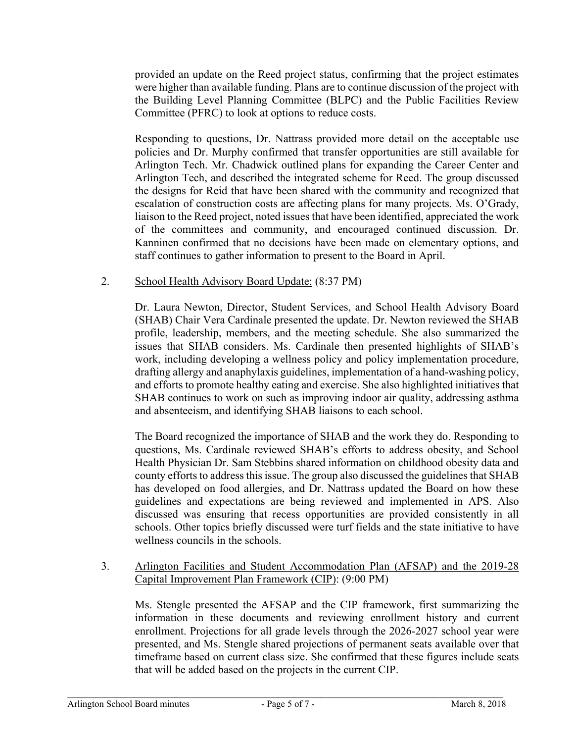provided an update on the Reed project status, confirming that the project estimates were higher than available funding. Plans are to continue discussion of the project with the Building Level Planning Committee (BLPC) and the Public Facilities Review Committee (PFRC) to look at options to reduce costs.

Responding to questions, Dr. Nattrass provided more detail on the acceptable use policies and Dr. Murphy confirmed that transfer opportunities are still available for Arlington Tech. Mr. Chadwick outlined plans for expanding the Career Center and Arlington Tech, and described the integrated scheme for Reed. The group discussed the designs for Reid that have been shared with the community and recognized that escalation of construction costs are affecting plans for many projects. Ms. O'Grady, liaison to the Reed project, noted issues that have been identified, appreciated the work of the committees and community, and encouraged continued discussion. Dr. Kanninen confirmed that no decisions have been made on elementary options, and staff continues to gather information to present to the Board in April.

2. School Health Advisory Board Update: (8:37 PM)

   Dr. Laura Newton, Director, Student Services, and School Health Advisory Board (SHAB) Chair Vera Cardinale presented the update. Dr. Newton reviewed the SHAB profile, leadership, members, and the meeting schedule. She also summarized the issues that SHAB considers. Ms. Cardinale then presented highlights of SHAB's work, including developing a wellness policy and policy implementation procedure, drafting allergy and anaphylaxis guidelines, implementation of a hand-washing policy, and efforts to promote healthy eating and exercise. She also highlighted initiatives that SHAB continues to work on such as improving indoor air quality, addressing asthma and absenteeism, and identifying SHAB liaisons to each school.

   The Board recognized the importance of SHAB and the work they do. Responding to questions, Ms. Cardinale reviewed SHAB's efforts to address obesity, and School Health Physician Dr. Sam Stebbins shared information on childhood obesity data and county efforts to address this issue. The group also discussed the guidelines that SHAB has developed on food allergies, and Dr. Nattrass updated the Board on how these guidelines and expectations are being reviewed and implemented in APS. Also discussed was ensuring that recess opportunities are provided consistently in all schools. Other topics briefly discussed were turf fields and the state initiative to have wellness councils in the schools.

3. Arlington Facilities and Student Accommodation Plan (AFSAP) and the 2019-28 Capital Improvement Plan Framework (CIP): (9:00 PM)

   Ms. Stengle presented the AFSAP and the CIP framework, first summarizing the information in these documents and reviewing enrollment history and current enrollment. Projections for all grade levels through the 2026-2027 school year were presented, and Ms. Stengle shared projections of permanent seats available over that timeframe based on current class size. She confirmed that these figures include seats that will be added based on the projects in the current CIP.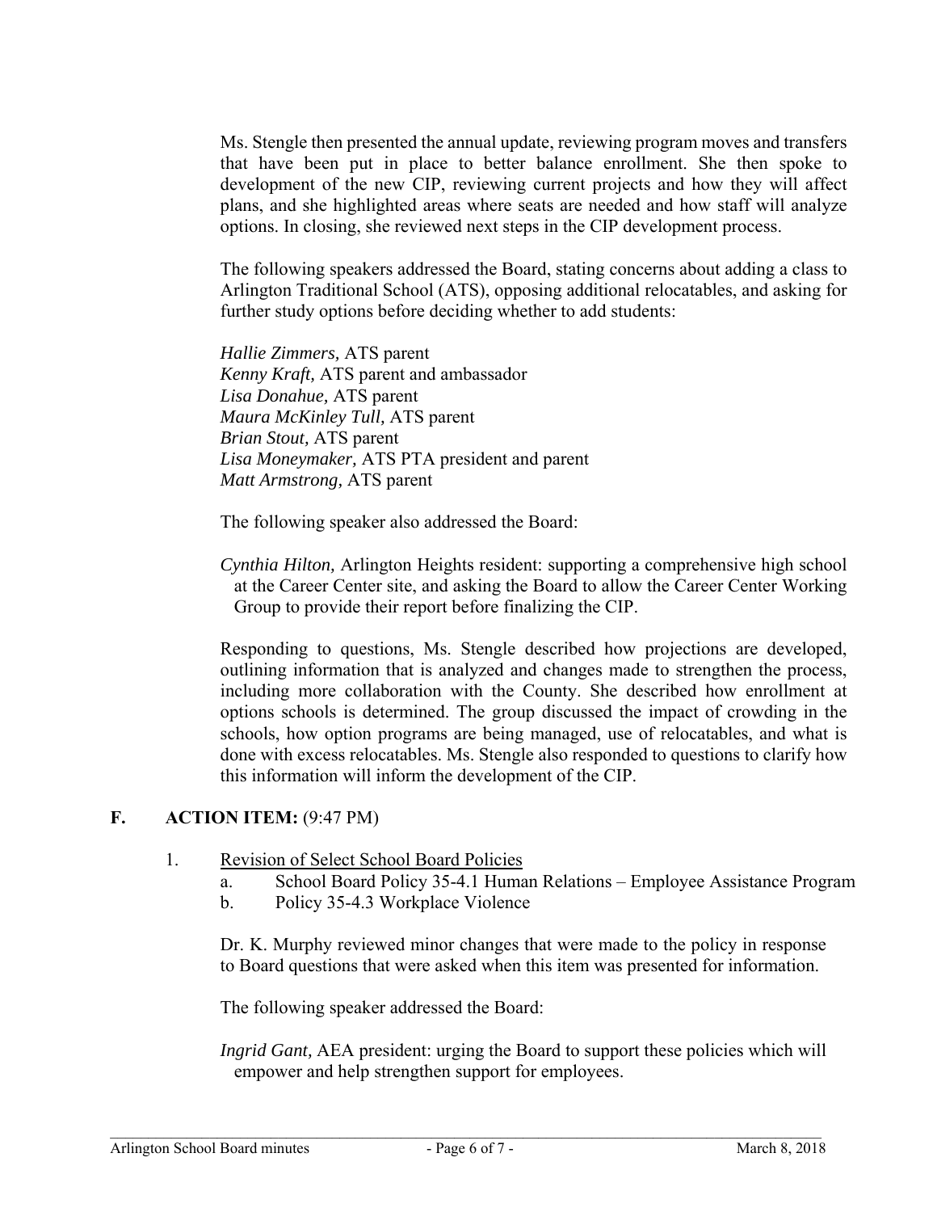Ms. Stengle then presented the annual update, reviewing program moves and transfers that have been put in place to better balance enrollment. She then spoke to development of the new CIP, reviewing current projects and how they will affect plans, and she highlighted areas where seats are needed and how staff will analyze options. In closing, she reviewed next steps in the CIP development process.

The following speakers addressed the Board, stating concerns about adding a class to Arlington Traditional School (ATS), opposing additional relocatables, and asking for further study options before deciding whether to add students:

*Hallie Zimmers,* ATS parent
*Kenny Kraft,* ATS parent and ambassador
*Lisa Donahue,* ATS parent
*Maura McKinley Tull,* ATS parent
*Brian Stout,* ATS parent
*Lisa Moneymaker,* ATS PTA president and parent
*Matt Armstrong,* ATS parent

The following speaker also addressed the Board:

*Cynthia Hilton,* Arlington Heights resident: supporting a comprehensive high school at the Career Center site, and asking the Board to allow the Career Center Working Group to provide their report before finalizing the CIP.

Responding to questions, Ms. Stengle described how projections are developed, outlining information that is analyzed and changes made to strengthen the process, including more collaboration with the County. She described how enrollment at options schools is determined. The group discussed the impact of crowding in the schools, how option programs are being managed, use of relocatables, and what is done with excess relocatables. Ms. Stengle also responded to questions to clarify how this information will inform the development of the CIP.

## F. ACTION ITEM: (9:47 PM)

1. Revision of Select School Board Policies
   - a. School Board Policy 35-4.1 Human Relations – Employee Assistance Program
   - b. Policy 35-4.3 Workplace Violence

   Dr. K. Murphy reviewed minor changes that were made to the policy in response to Board questions that were asked when this item was presented for information.

   The following speaker addressed the Board:

   *Ingrid Gant,* AEA president: urging the Board to support these policies which will empower and help strengthen support for employees.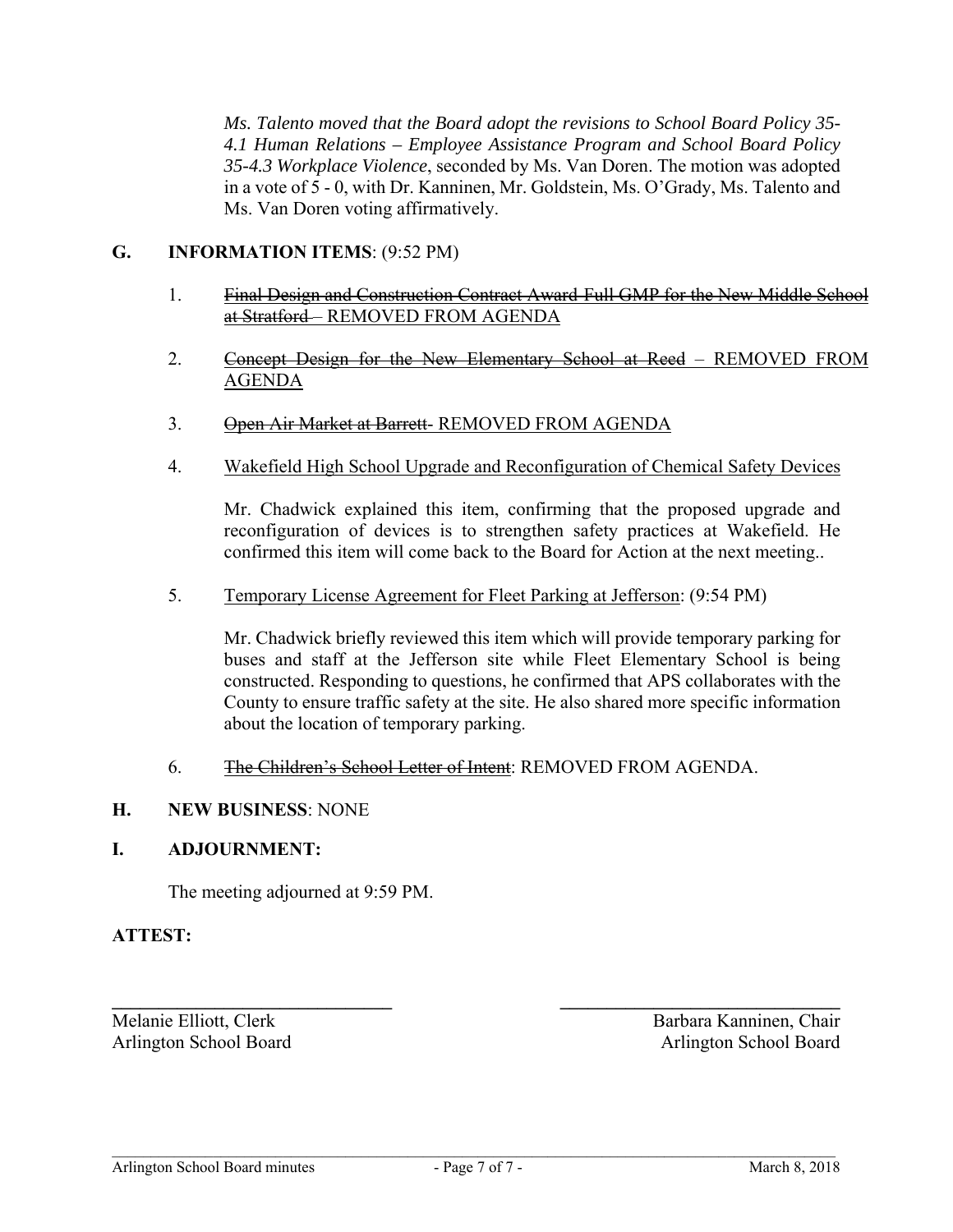*Ms. Talento moved that the Board adopt the revisions to School Board Policy 35-4.1 Human Relations – Employee Assistance Program and School Board Policy 35-4.3 Workplace Violence*, seconded by Ms. Van Doren. The motion was adopted in a vote of 5 - 0, with Dr. Kanninen, Mr. Goldstein, Ms. O'Grady, Ms. Talento and Ms. Van Doren voting affirmatively.

## G. INFORMATION ITEMS: (9:52 PM)

1. ~~Final Design and Construction Contract Award-Full GMP for the New Middle School at Stratford~~ – REMOVED FROM AGENDA

2. ~~Concept Design for the New Elementary School at Reed~~ – REMOVED FROM AGENDA

3. ~~Open Air Market at Barrett~~- REMOVED FROM AGENDA

4. Wakefield High School Upgrade and Reconfiguration of Chemical Safety Devices

   Mr. Chadwick explained this item, confirming that the proposed upgrade and reconfiguration of devices is to strengthen safety practices at Wakefield. He confirmed this item will come back to the Board for Action at the next meeting..

5. Temporary License Agreement for Fleet Parking at Jefferson: (9:54 PM)

   Mr. Chadwick briefly reviewed this item which will provide temporary parking for buses and staff at the Jefferson site while Fleet Elementary School is being constructed. Responding to questions, he confirmed that APS collaborates with the County to ensure traffic safety at the site. He also shared more specific information about the location of temporary parking.

6. ~~The Children's School Letter of Intent~~: REMOVED FROM AGENDA.

## H. NEW BUSINESS: NONE

## I. ADJOURNMENT:

The meeting adjourned at 9:59 PM.

**ATTEST:**

Melanie Elliott, Clerk
Arlington School Board

Barbara Kanninen, Chair
Arlington School Board